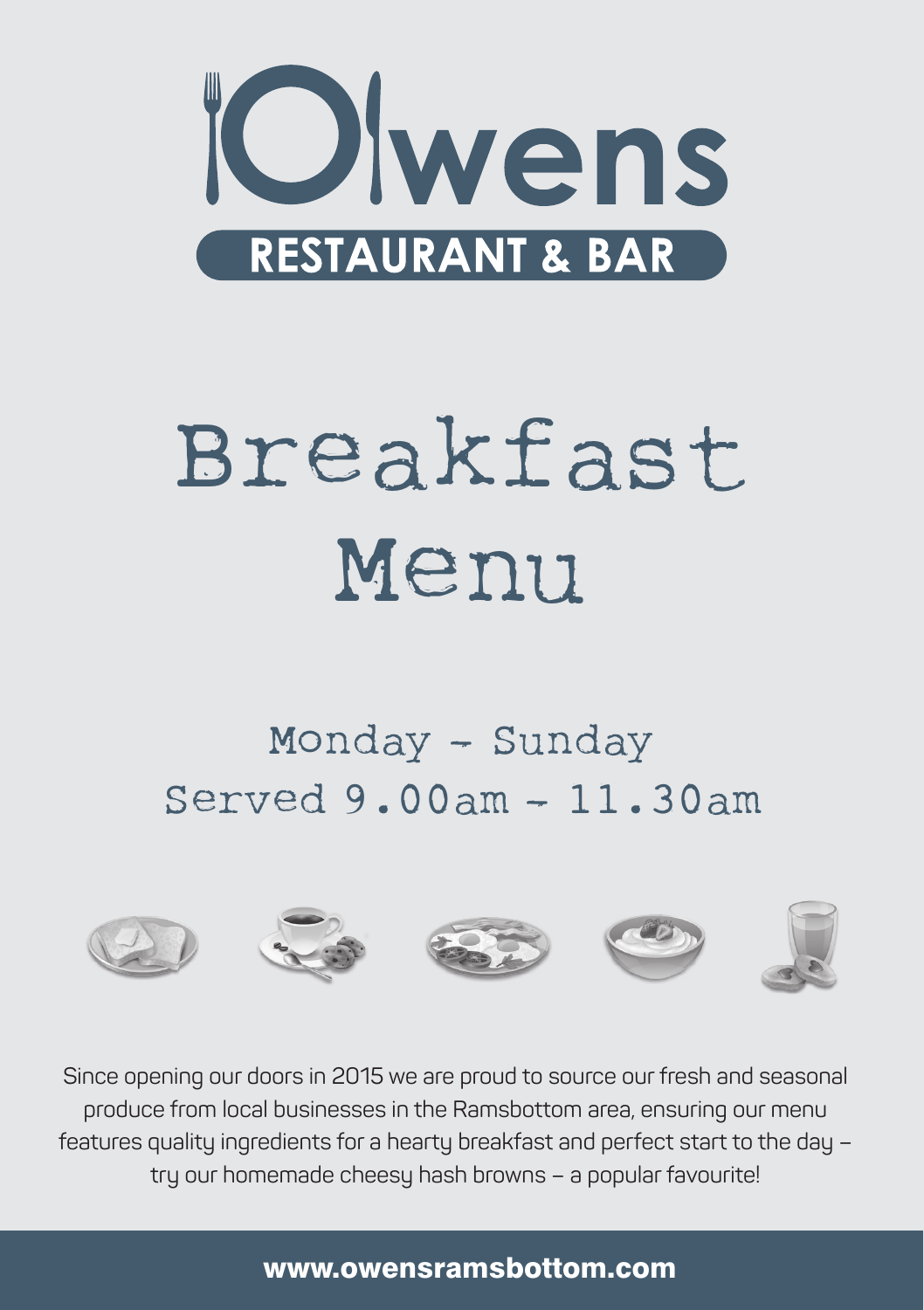# Owens

## RESTAURANT & BAR

# Breakfast Menu

Monday - Sunday

Served 9.00am - 11.30am

Since opening our doors in 2015 we are proud to source our fresh and seasonal produce from local businesses in the Ramsbottom area, ensuring our menu features quality ingredients for a hearty breakfast and perfect start to the day – try our homemade cheesy hash browns – a popular favourite!

www.owensramsbottom.com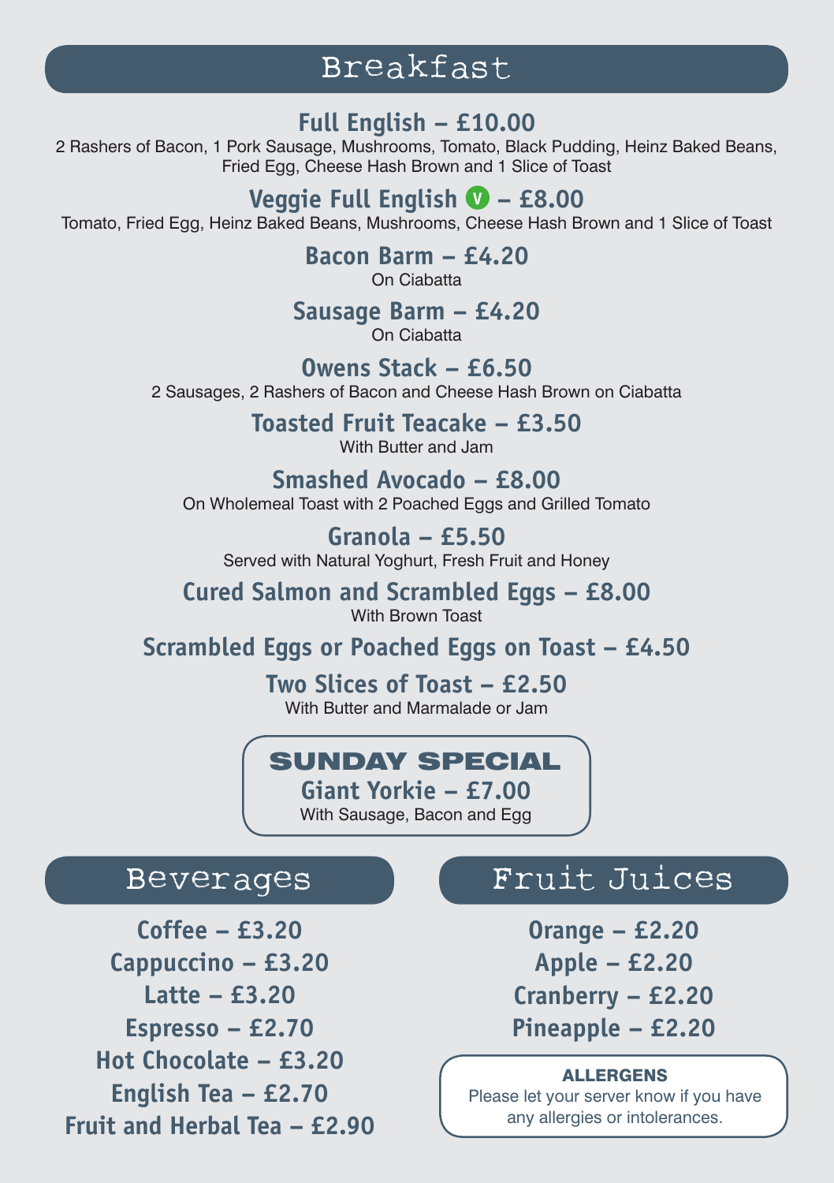# Breakfast

**Full English – £10.00**
2 Rashers of Bacon, 1 Pork Sausage, Mushrooms, Tomato, Black Pudding, Heinz Baked Beans, Fried Egg, Cheese Hash Brown and 1 Slice of Toast

**Veggie Full English (V) – £8.00**
Tomato, Fried Egg, Heinz Baked Beans, Mushrooms, Cheese Hash Brown and 1 Slice of Toast

**Bacon Barm – £4.20**
On Ciabatta

**Sausage Barm – £4.20**
On Ciabatta

**Owens Stack – £6.50**
2 Sausages, 2 Rashers of Bacon and Cheese Hash Brown on Ciabatta

**Toasted Fruit Teacake – £3.50**
With Butter and Jam

**Smashed Avocado – £8.00**
On Wholemeal Toast with 2 Poached Eggs and Grilled Tomato

**Granola – £5.50**
Served with Natural Yoghurt, Fresh Fruit and Honey

**Cured Salmon and Scrambled Eggs – £8.00**
With Brown Toast

**Scrambled Eggs or Poached Eggs on Toast – £4.50**

**Two Slices of Toast – £2.50**
With Butter and Marmalade or Jam

## SUNDAY SPECIAL

**Giant Yorkie – £7.00**
With Sausage, Bacon and Egg

# Beverages

**Coffee – £3.20**
**Cappuccino – £3.20**
**Latte – £3.20**
**Espresso – £2.70**
**Hot Chocolate – £3.20**
**English Tea – £2.70**
**Fruit and Herbal Tea – £2.90**

# Fruit Juices

**Orange – £2.20**
**Apple – £2.20**
**Cranberry – £2.20**
**Pineapple – £2.20**

**ALLERGENS**
Please let your server know if you have any allergies or intolerances.